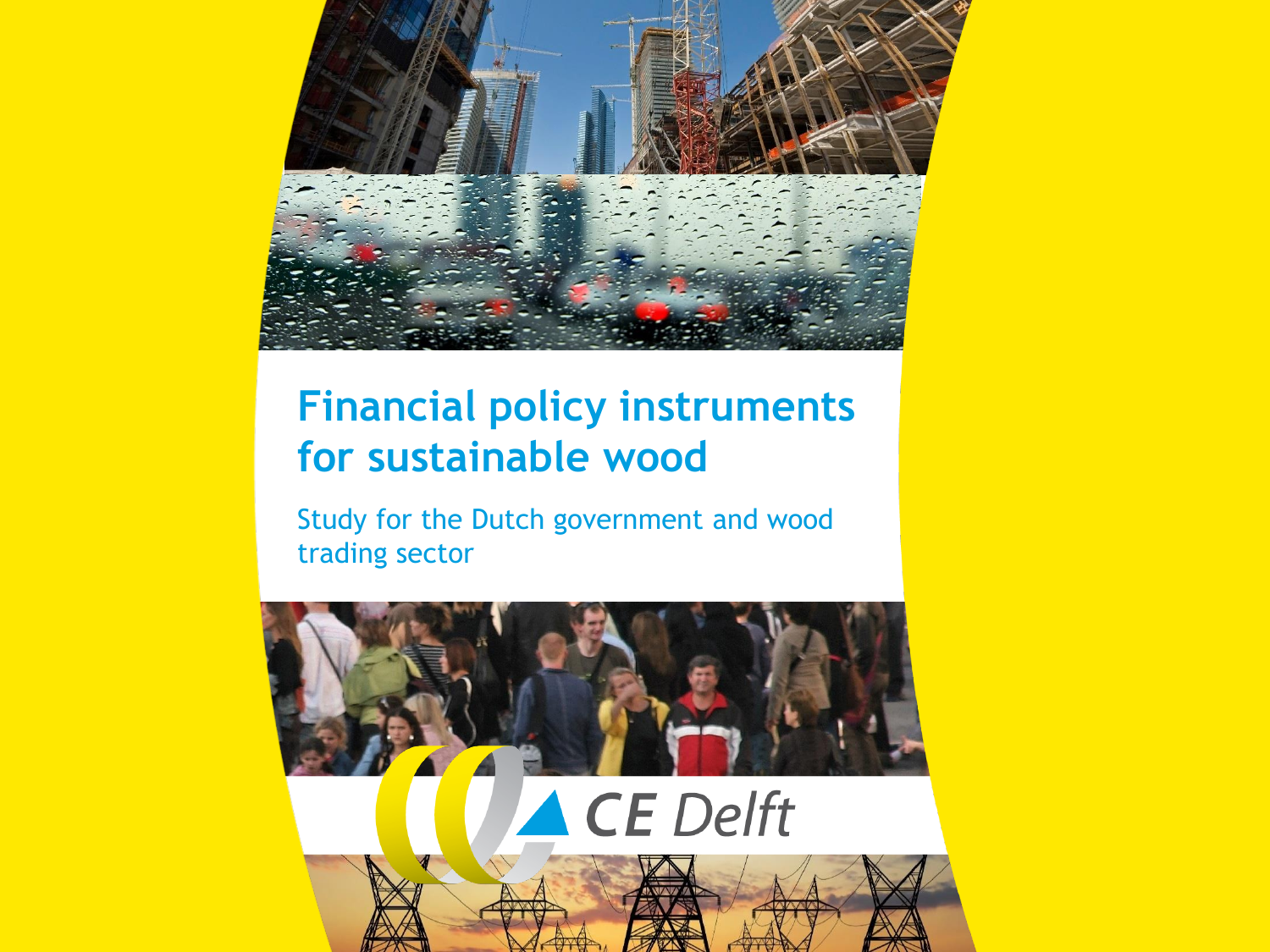# Financial policy instruments for sustainable wood

Study for the Dutch government and wood trading sector

CE Delft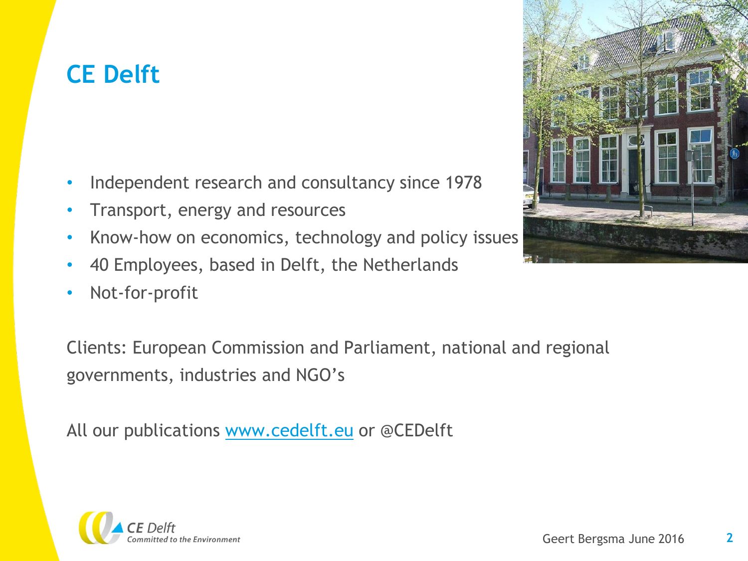# CE Delft

- Independent research and consultancy since 1978
- Transport, energy and resources
- Know-how on economics, technology and policy issues
- 40 Employees, based in Delft, the Netherlands
- Not-for-profit

Clients: European Commission and Parliament, national and regional governments, industries and NGO's

All our publications www.cedelft.eu or @CEDelft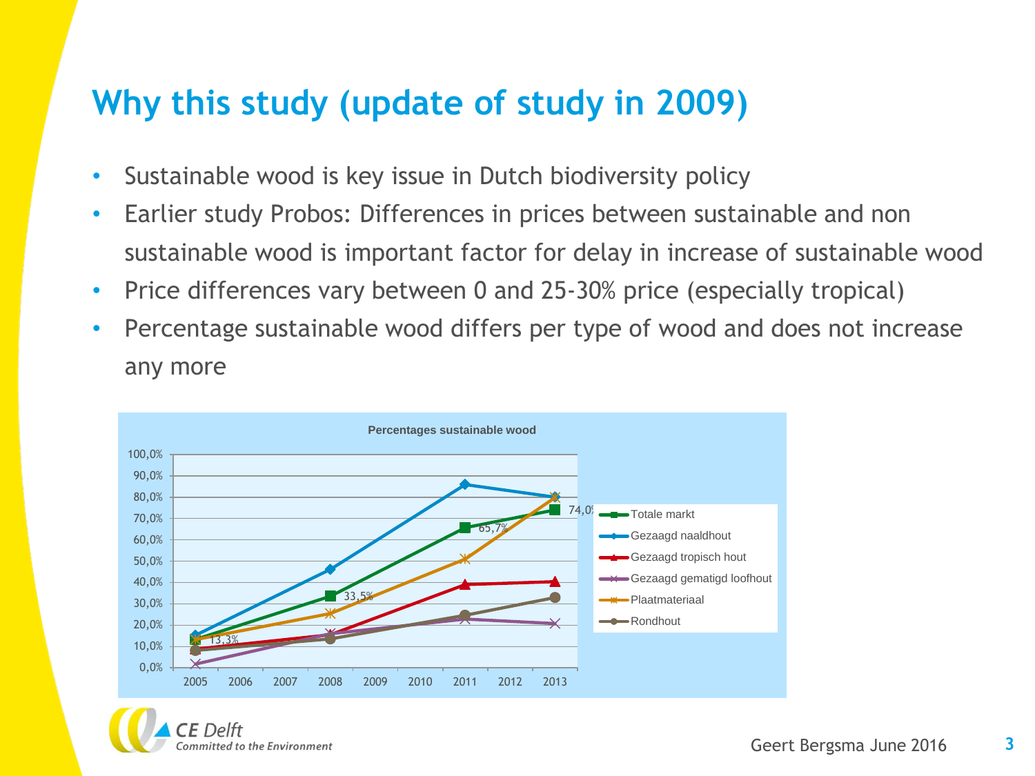# Why this study (update of study in 2009)

- Sustainable wood is key issue in Dutch biodiversity policy
- Earlier study Probos: Differences in prices between sustainable and non sustainable wood is important factor for delay in increase of sustainable wood
- Price differences vary between 0 and 25-30% price (especially tropical)
- Percentage sustainable wood differs per type of wood and does not increase any more

**Percentages sustainable wood**

| | 2005 | 2008 | 2011 | 2013 |
|---|---|---|---|---|
| Totale markt | 13,3% | 33,5% | 65,7% | 74,0% |

Legend: Totale markt; Gezaagd naaldhout; Gezaagd tropisch hout; Gezaagd gematigd loofhout; Plaatmateriaal; Rondhout

Geert Bergsma June 2016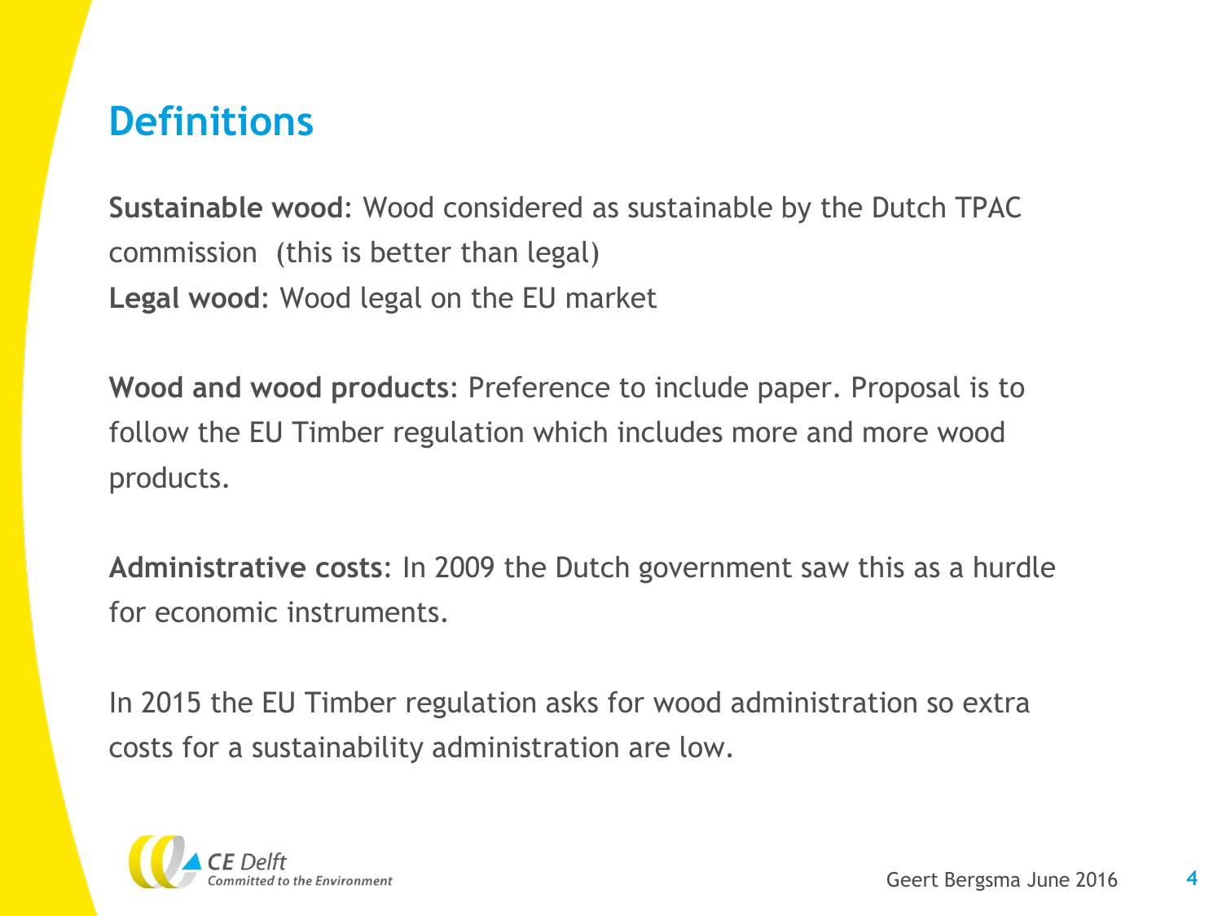# Definitions

**Sustainable wood**: Wood considered as sustainable by the Dutch TPAC commission (this is better than legal)
**Legal wood**: Wood legal on the EU market

**Wood and wood products**: Preference to include paper. Proposal is to follow the EU Timber regulation which includes more and more wood products.

**Administrative costs**: In 2009 the Dutch government saw this as a hurdle for economic instruments.

In 2015 the EU Timber regulation asks for wood administration so extra costs for a sustainability administration are low.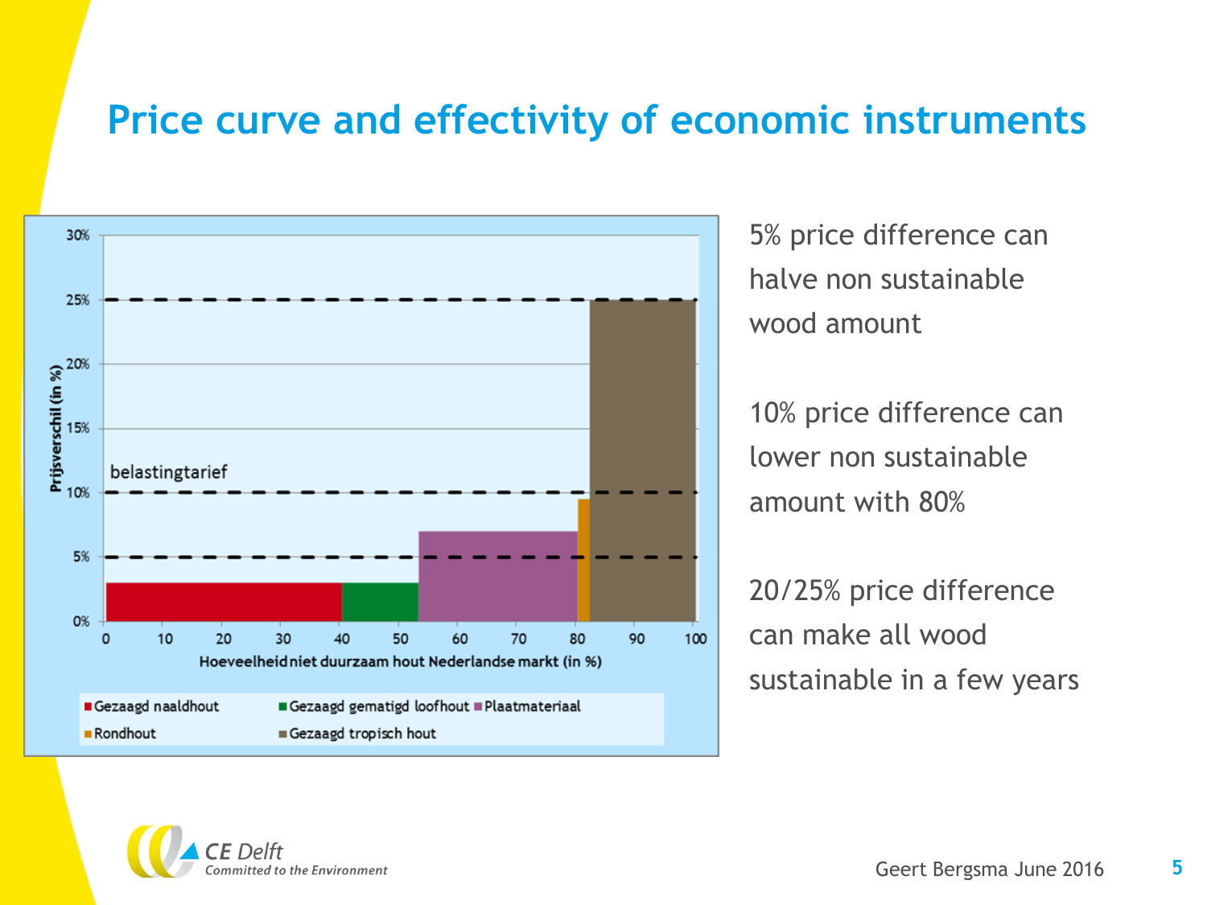# Price curve and effectivity of economic instruments

5% price difference can halve non sustainable wood amount

10% price difference can lower non sustainable amount with 80%

20/25% price difference can make all wood sustainable in a few years

Geert Bergsma June 2016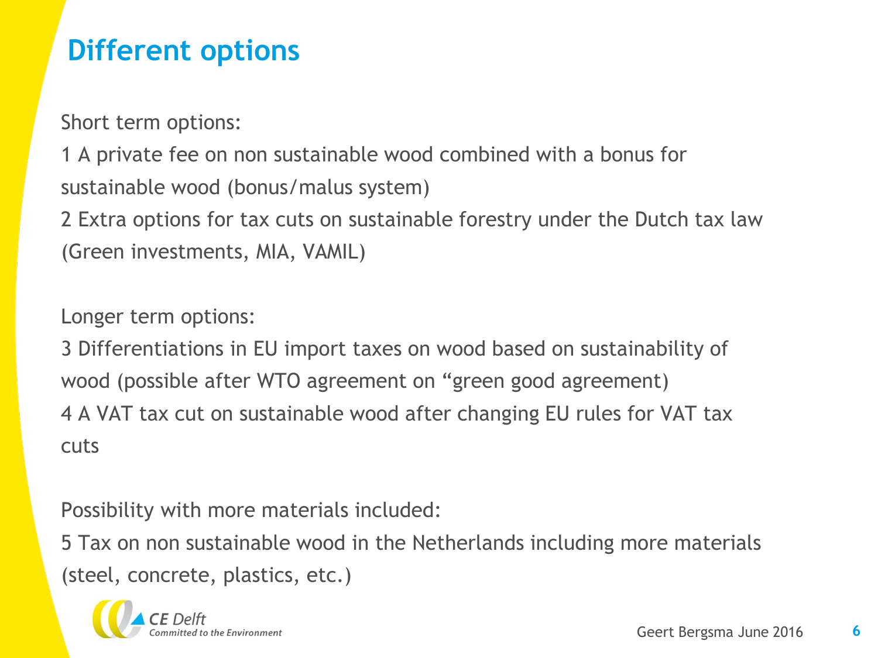# Different options

Short term options:

1 A private fee on non sustainable wood combined with a bonus for sustainable wood (bonus/malus system)

2 Extra options for tax cuts on sustainable forestry under the Dutch tax law (Green investments, MIA, VAMIL)

Longer term options:

3 Differentiations in EU import taxes on wood based on sustainability of wood (possible after WTO agreement on "green good agreement)

4 A VAT tax cut on sustainable wood after changing EU rules for VAT tax cuts

Possibility with more materials included:

5 Tax on non sustainable wood in the Netherlands including more materials (steel, concrete, plastics, etc.)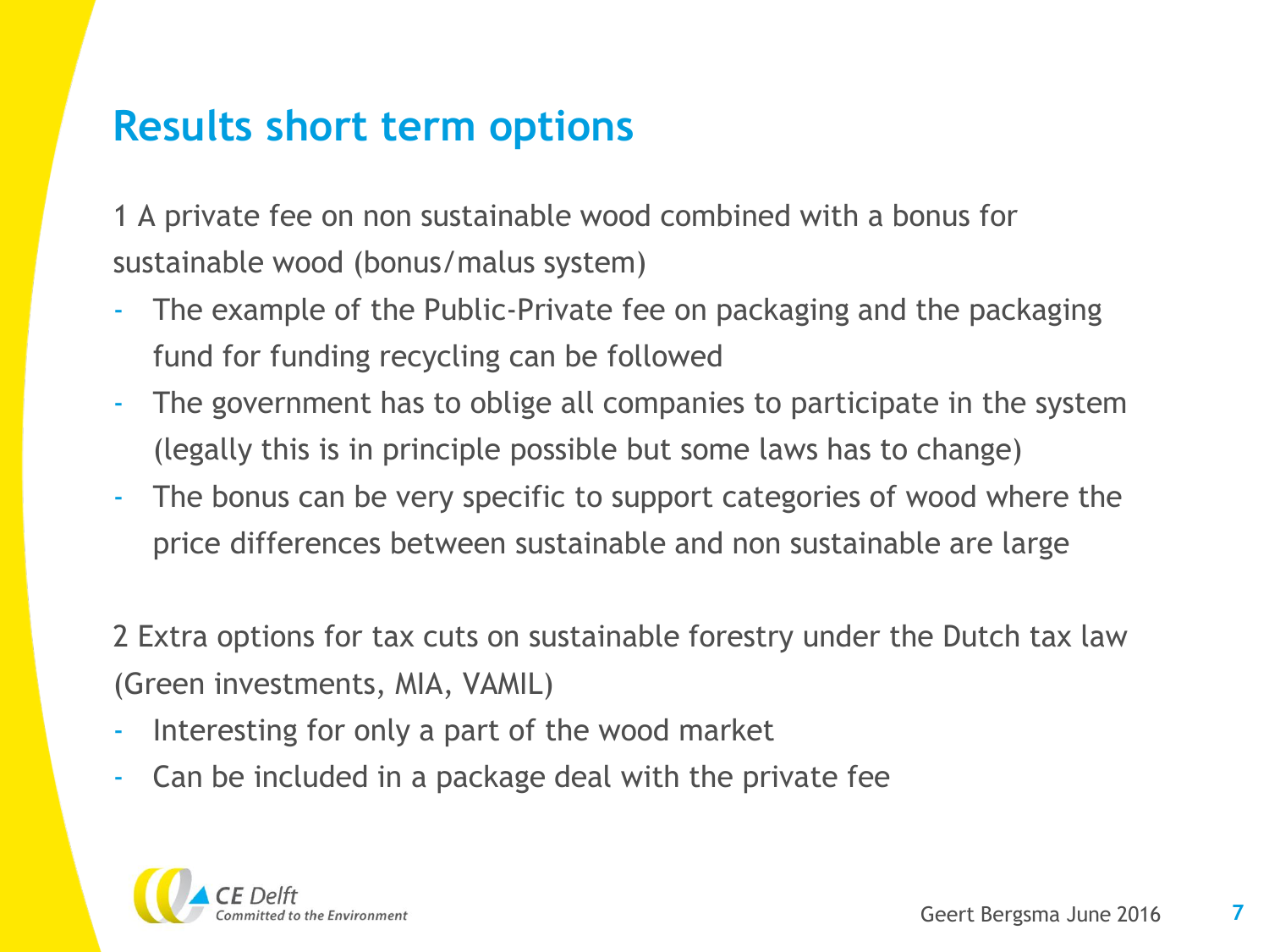# Results short term options

1 A private fee on non sustainable wood combined with a bonus for sustainable wood (bonus/malus system)

- The example of the Public-Private fee on packaging and the packaging fund for funding recycling can be followed
- The government has to oblige all companies to participate in the system (legally this is in principle possible but some laws has to change)
- The bonus can be very specific to support categories of wood where the price differences between sustainable and non sustainable are large

2 Extra options for tax cuts on sustainable forestry under the Dutch tax law (Green investments, MIA, VAMIL)

- Interesting for only a part of the wood market
- Can be included in a package deal with the private fee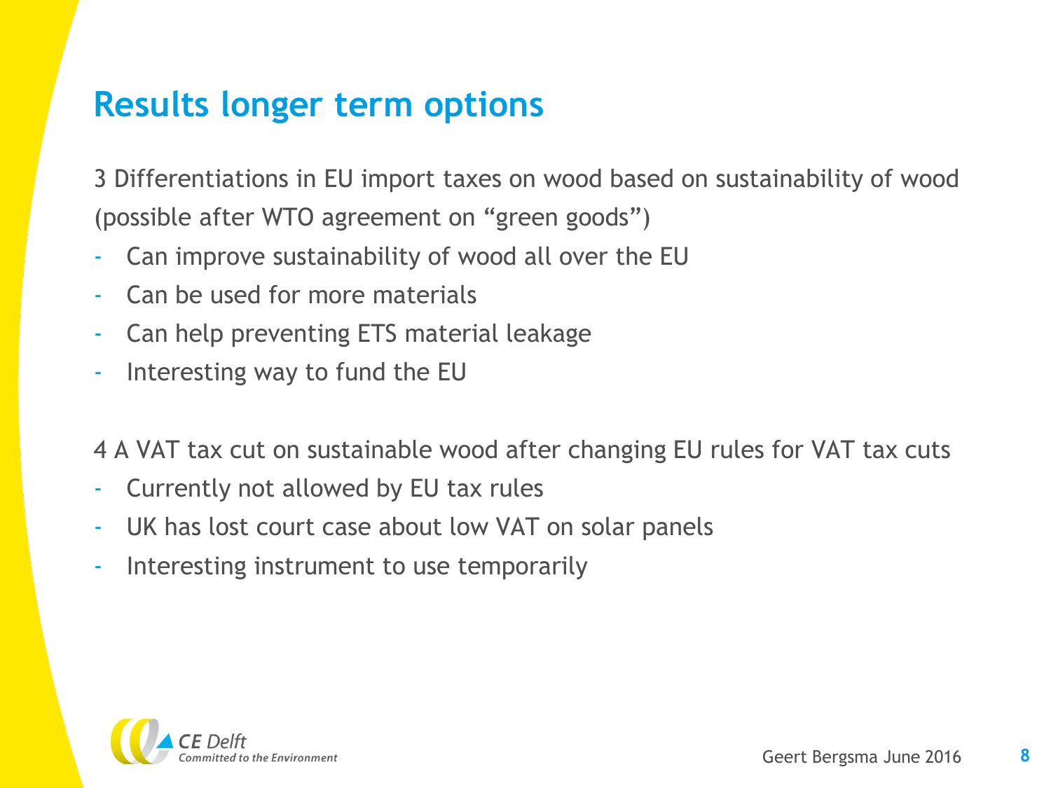# Results longer term options

3 Differentiations in EU import taxes on wood based on sustainability of wood (possible after WTO agreement on "green goods")

- Can improve sustainability of wood all over the EU
- Can be used for more materials
- Can help preventing ETS material leakage
- Interesting way to fund the EU

4 A VAT tax cut on sustainable wood after changing EU rules for VAT tax cuts

- Currently not allowed by EU tax rules
- UK has lost court case about low VAT on solar panels
- Interesting instrument to use temporarily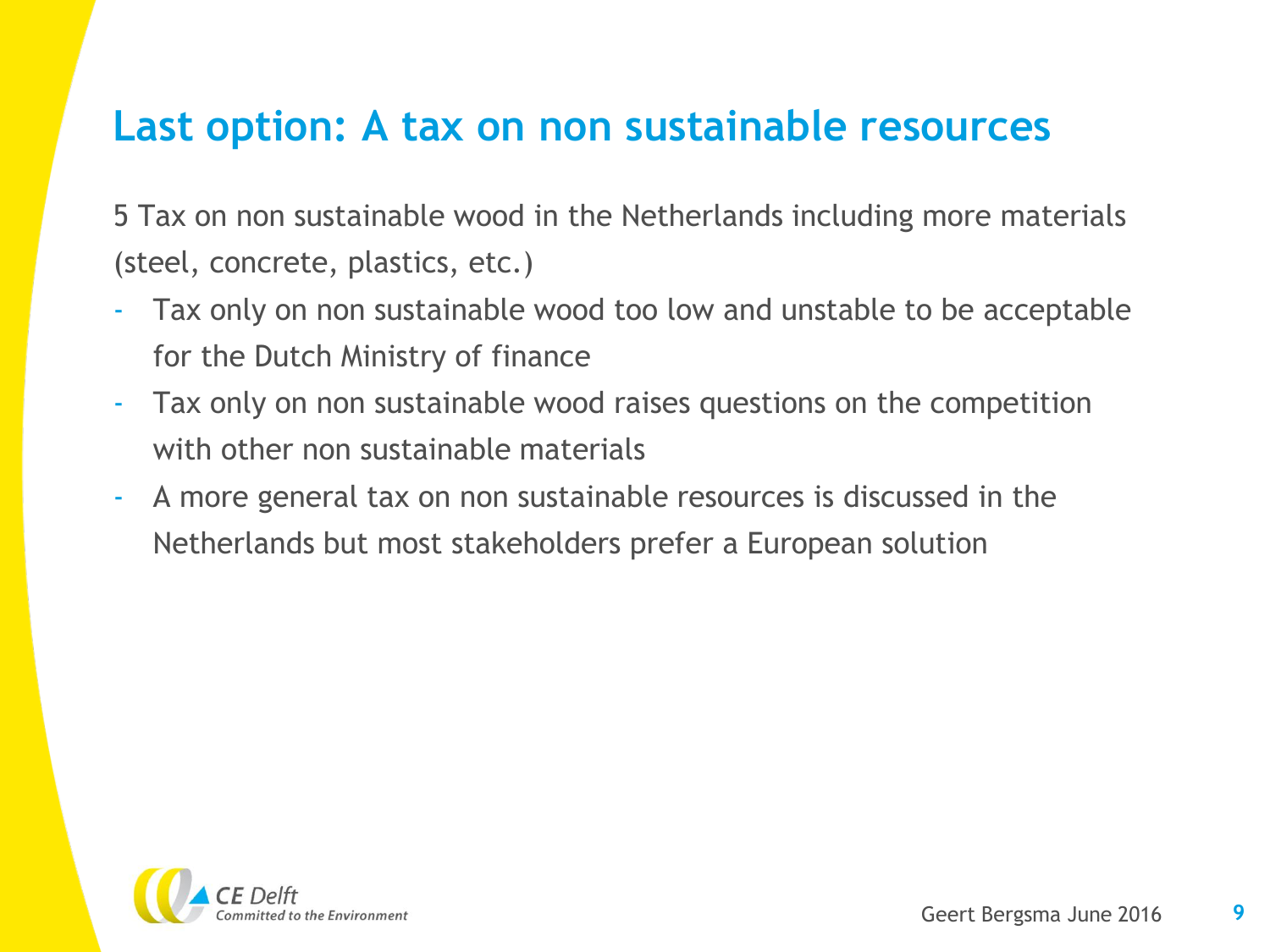# Last option: A tax on non sustainable resources

5 Tax on non sustainable wood in the Netherlands including more materials (steel, concrete, plastics, etc.)

- Tax only on non sustainable wood too low and unstable to be acceptable for the Dutch Ministry of finance
- Tax only on non sustainable wood raises questions on the competition with other non sustainable materials
- A more general tax on non sustainable resources is discussed in the Netherlands but most stakeholders prefer a European solution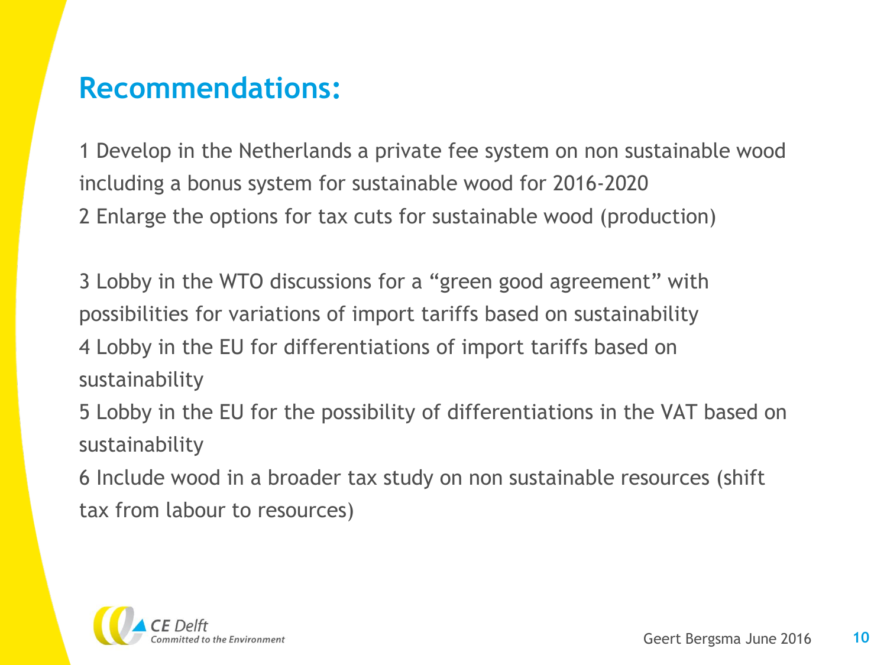# Recommendations:

1 Develop in the Netherlands a private fee system on non sustainable wood including a bonus system for sustainable wood for 2016-2020

2 Enlarge the options for tax cuts for sustainable wood (production)

3 Lobby in the WTO discussions for a "green good agreement" with possibilities for variations of import tariffs based on sustainability

4 Lobby in the EU for differentiations of import tariffs based on sustainability

5 Lobby in the EU for the possibility of differentiations in the VAT based on sustainability

6 Include wood in a broader tax study on non sustainable resources (shift tax from labour to resources)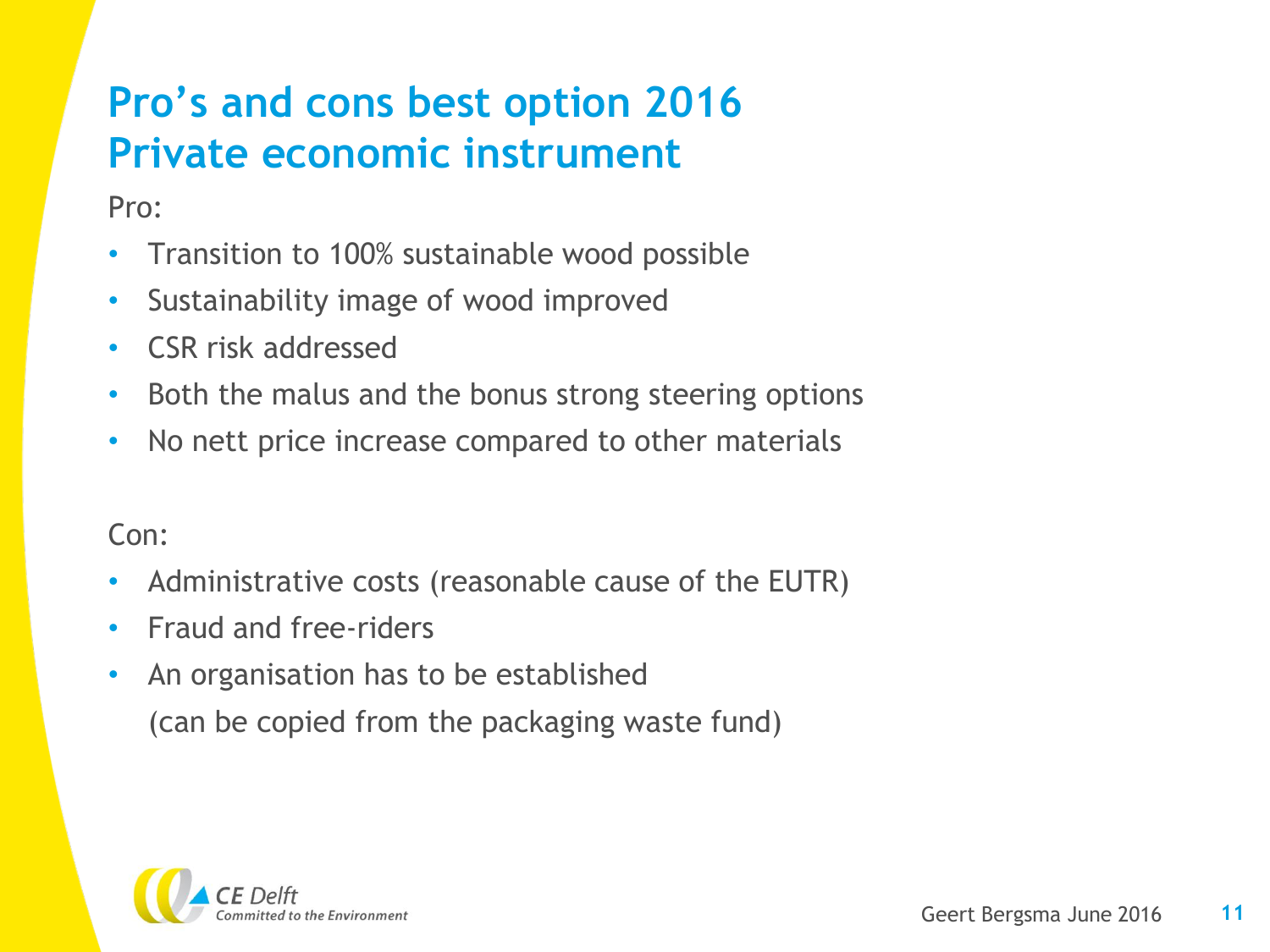# Pro's and cons best option 2016 Private economic instrument

Pro:

- Transition to 100% sustainable wood possible
- Sustainability image of wood improved
- CSR risk addressed
- Both the malus and the bonus strong steering options
- No nett price increase compared to other materials

Con:

- Administrative costs (reasonable cause of the EUTR)
- Fraud and free-riders
- An organisation has to be established
  (can be copied from the packaging waste fund)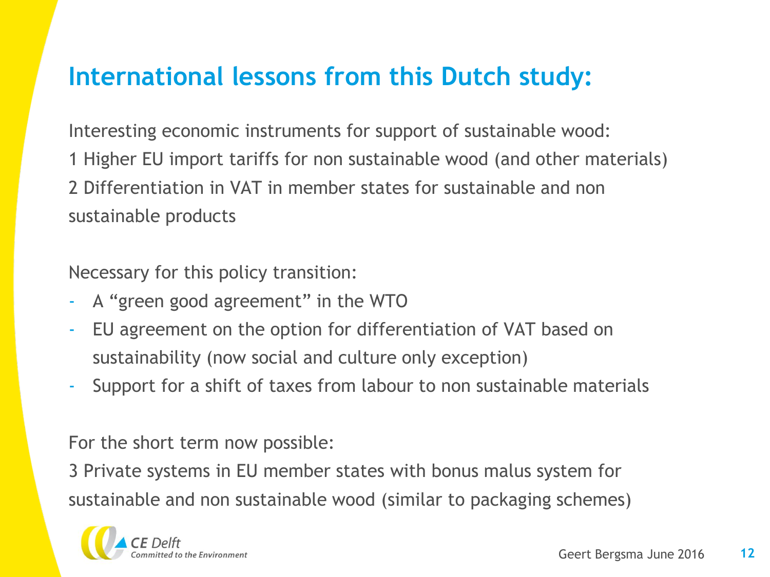# International lessons from this Dutch study:

Interesting economic instruments for support of sustainable wood:

1 Higher EU import tariffs for non sustainable wood (and other materials)

2 Differentiation in VAT in member states for sustainable and non sustainable products

Necessary for this policy transition:

- A “green good agreement” in the WTO
- EU agreement on the option for differentiation of VAT based on sustainability (now social and culture only exception)
- Support for a shift of taxes from labour to non sustainable materials

For the short term now possible:

3 Private systems in EU member states with bonus malus system for sustainable and non sustainable wood (similar to packaging schemes)

CE Delft
*Committed to the Environment*

Geert Bergsma June 2016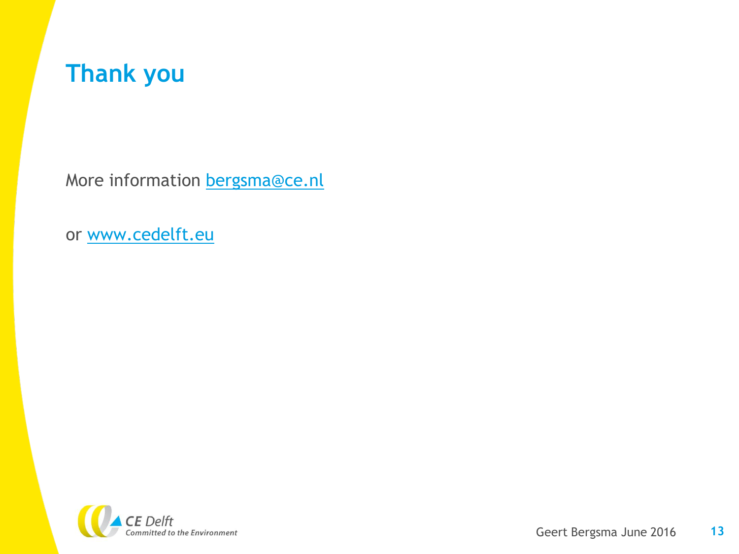# Thank you

More information bergsma@ce.nl

or www.cedelft.eu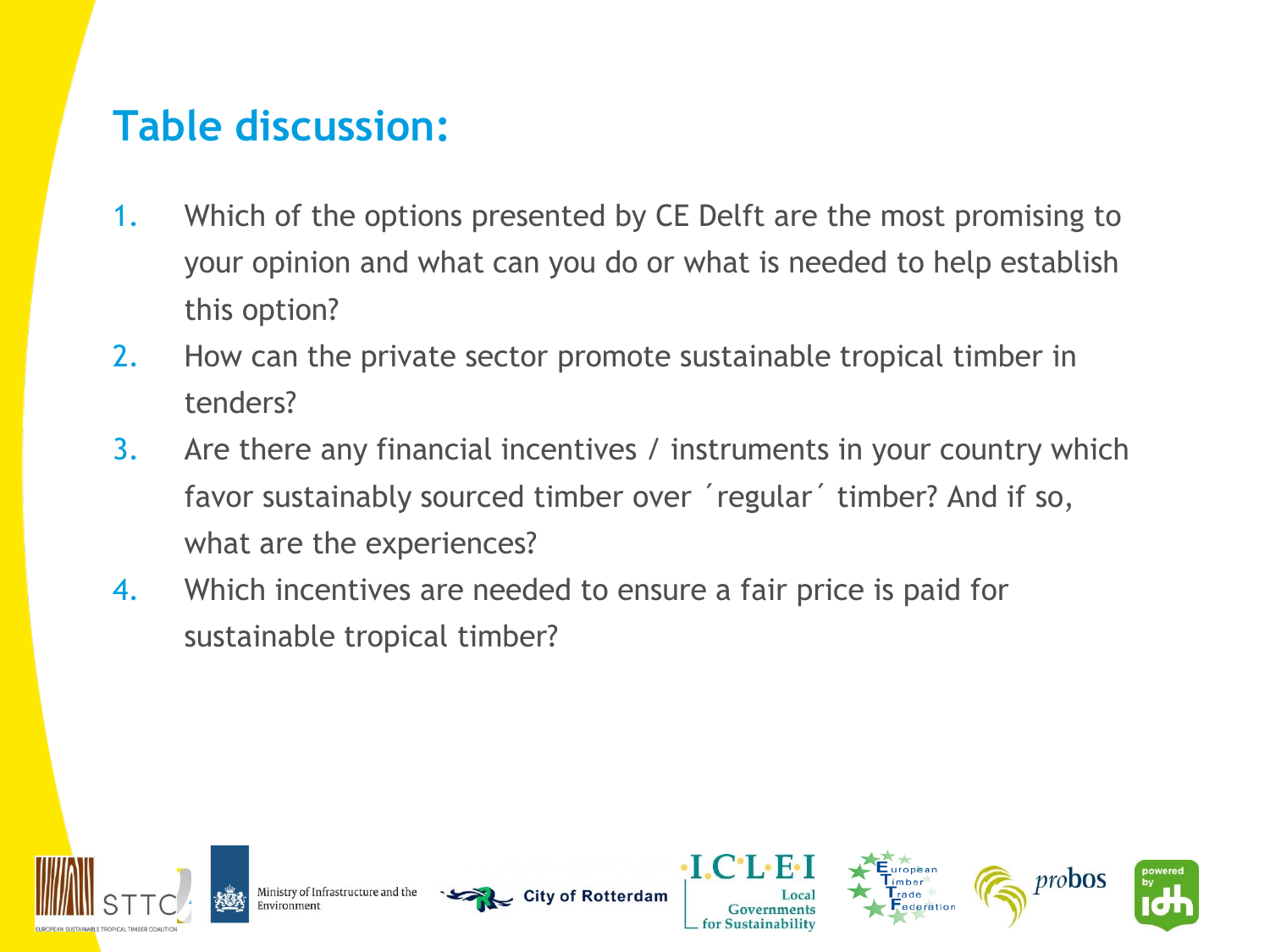## Table discussion:

1. Which of the options presented by CE Delft are the most promising to your opinion and what can you do or what is needed to help establish this option?
2. How can the private sector promote sustainable tropical timber in tenders?
3. Are there any financial incentives / instruments in your country which favor sustainably sourced timber over ´regular´ timber? And if so, what are the experiences?
4. Which incentives are needed to ensure a fair price is paid for sustainable tropical timber?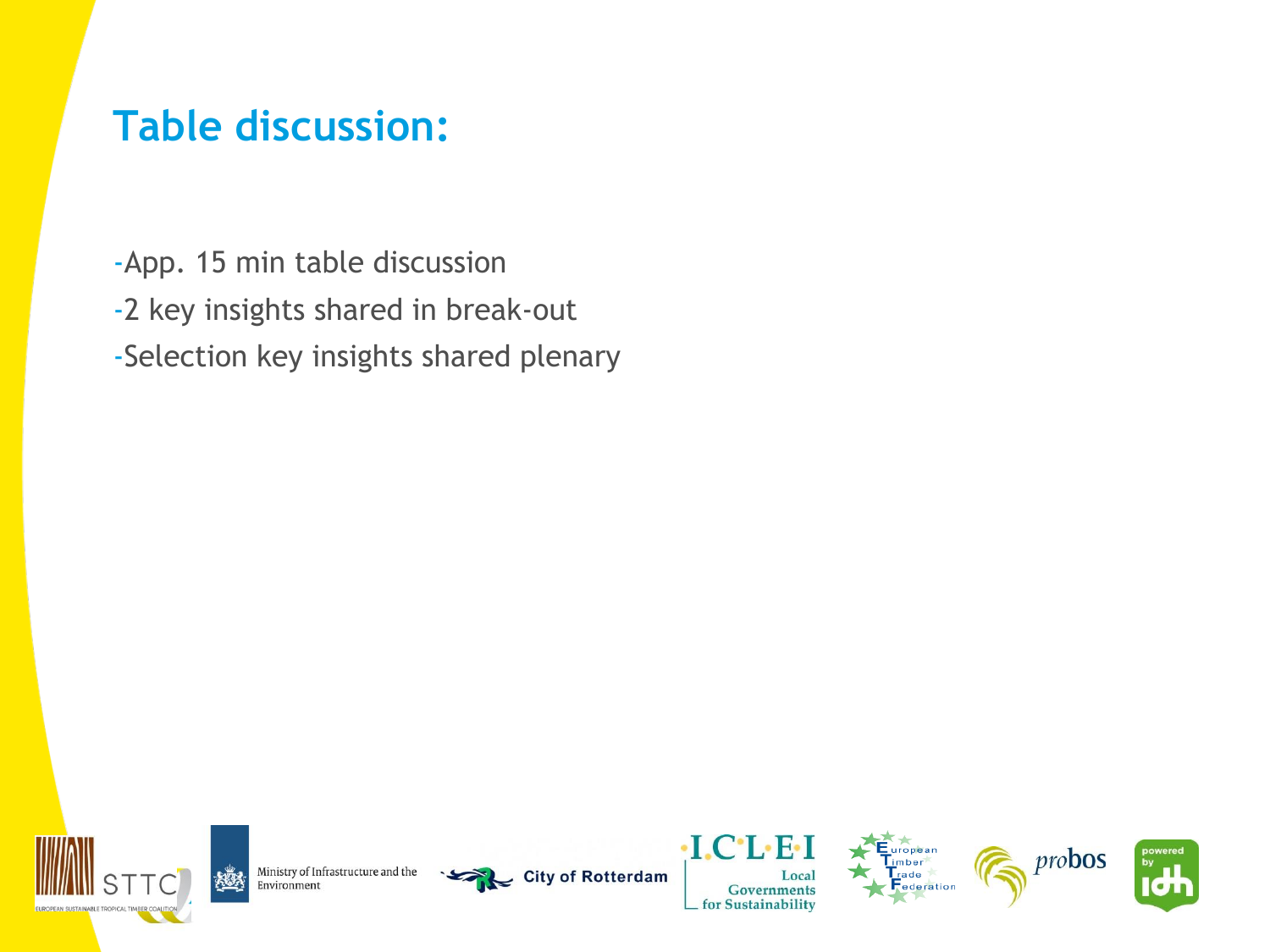# Table discussion:

- App. 15 min table discussion
- 2 key insights shared in break-out
- Selection key insights shared plenary